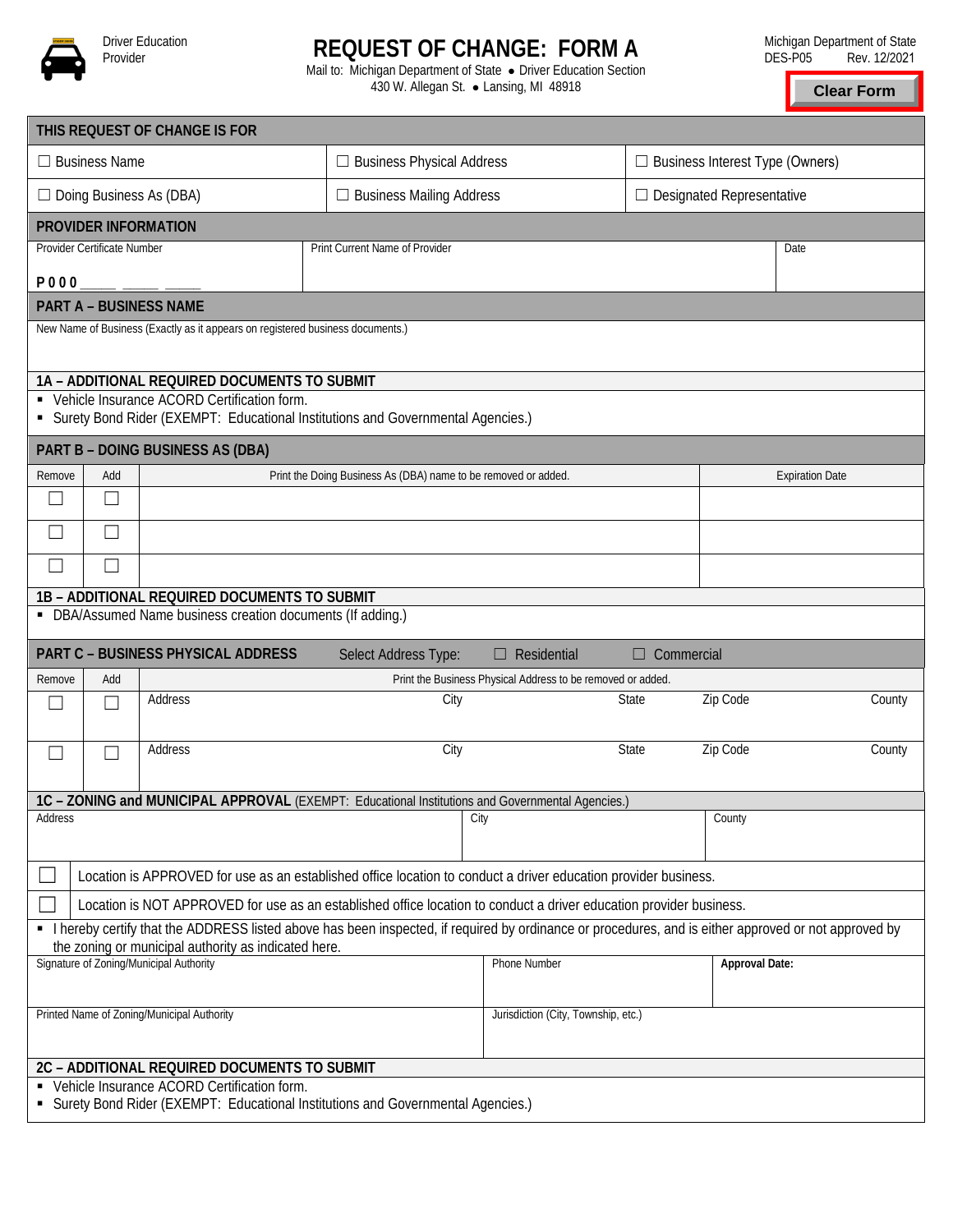Driver Education Provider

# REQUEST OF CHANGE: FORM A

Mail to: Michigan Department of State ● Driver Education Section
430 W. Allegan St. ● Lansing, MI 48918

Michigan Department of State
DES-P05 Rev. 12/2021

Clear Form

## THIS REQUEST OF CHANGE IS FOR

| | | |
|---|---|---|
| ☐ Business Name | ☐ Business Physical Address | ☐ Business Interest Type (Owners) |
| ☐ Doing Business As (DBA) | ☐ Business Mailing Address | ☐ Designated Representative |

## PROVIDER INFORMATION

| Provider Certificate Number | Print Current Name of Provider | Date |
|---|---|---|
| P 0 0 0 ____ ____ ____ | | |

## PART A – BUSINESS NAME

New Name of Business (Exactly as it appears on registered business documents.)

### 1A – ADDITIONAL REQUIRED DOCUMENTS TO SUBMIT

- Vehicle Insurance ACORD Certification form.
- Surety Bond Rider (EXEMPT: Educational Institutions and Governmental Agencies.)

## PART B – DOING BUSINESS AS (DBA)

| Remove | Add | Print the Doing Business As (DBA) name to be removed or added. | Expiration Date |
|---|---|---|---|
| ☐ | ☐ | | |
| ☐ | ☐ | | |
| ☐ | ☐ | | |

### 1B – ADDITIONAL REQUIRED DOCUMENTS TO SUBMIT

- DBA/Assumed Name business creation documents (If adding.)

## PART C – BUSINESS PHYSICAL ADDRESS

Select Address Type: ☐ Residential ☐ Commercial

| Remove | Add | Address | City | State | Zip Code | County |
|---|---|---|---|---|---|---|
| ☐ | ☐ | | | | | |
| ☐ | ☐ | | | | | |

Print the Business Physical Address to be removed or added.

### 1C – ZONING and MUNICIPAL APPROVAL (EXEMPT: Educational Institutions and Governmental Agencies.)

| Address | City | County |
|---|---|---|
| | | |

☐ Location is APPROVED for use as an established office location to conduct a driver education provider business.

☐ Location is NOT APPROVED for use as an established office location to conduct a driver education provider business.

- I hereby certify that the ADDRESS listed above has been inspected, if required by ordinance or procedures, and is either approved or not approved by the zoning or municipal authority as indicated here.

| Signature of Zoning/Municipal Authority | Phone Number | **Approval Date:** |
|---|---|---|
| | | |

| Printed Name of Zoning/Municipal Authority | Jurisdiction (City, Township, etc.) |
|---|---|
| | |

### 2C – ADDITIONAL REQUIRED DOCUMENTS TO SUBMIT

- Vehicle Insurance ACORD Certification form.
- Surety Bond Rider (EXEMPT: Educational Institutions and Governmental Agencies.)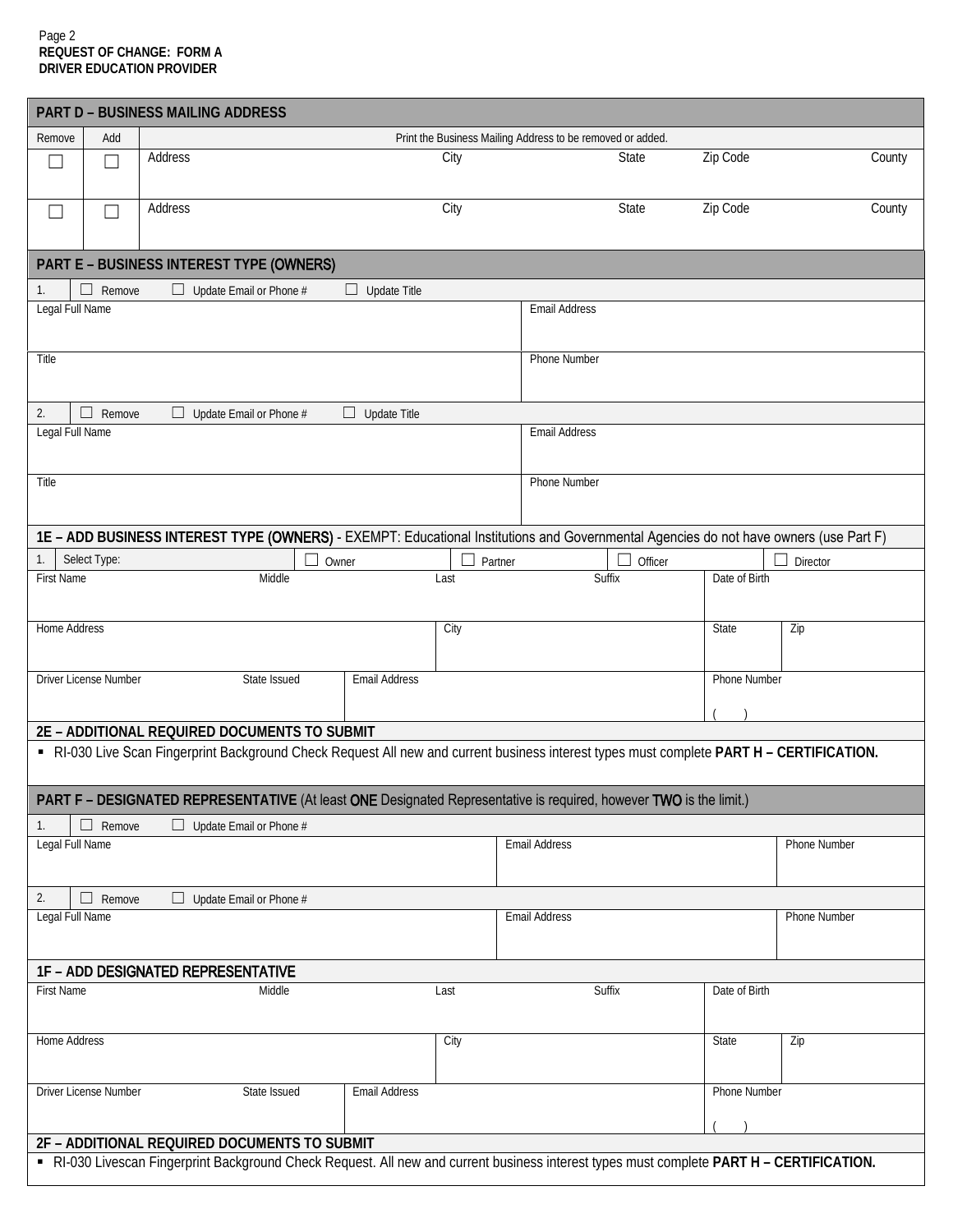**REQUEST OF CHANGE: FORM A**
**DRIVER EDUCATION PROVIDER**

## PART D – BUSINESS MAILING ADDRESS

| Remove | Add | Print the Business Mailing Address to be removed or added. | | | | |
|---|---|---|---|---|---|---|
| | | Address | City | State | Zip Code | County |
| ☐ | ☐ | | | | | |
| ☐ | ☐ | | | | | |

## PART E – BUSINESS INTEREST TYPE (OWNERS)

1. ☐ Remove ☐ Update Email or Phone # ☐ Update Title

| Legal Full Name | Email Address |
|---|---|
| | |
| **Title** | **Phone Number** |
| | |

2. ☐ Remove ☐ Update Email or Phone # ☐ Update Title

| Legal Full Name | Email Address |
|---|---|
| | |
| **Title** | **Phone Number** |
| | |

### 1E – ADD BUSINESS INTEREST TYPE (OWNERS) - EXEMPT: Educational Institutions and Governmental Agencies do not have owners (use Part F)

1. Select Type: ☐ Owner ☐ Partner ☐ Officer ☐ Director

| First Name | Middle | Last | Suffix | Date of Birth |
|---|---|---|---|---|
| | | | | |

| Home Address | City | State | Zip |
|---|---|---|---|
| | | | |

| Driver License Number | State Issued | Email Address | Phone Number |
|---|---|---|---|
| | | | ( ) |

### 2E – ADDITIONAL REQUIRED DOCUMENTS TO SUBMIT

- RI-030 Live Scan Fingerprint Background Check Request All new and current business interest types must complete **PART H – CERTIFICATION.**

## PART F – DESIGNATED REPRESENTATIVE (At least ONE Designated Representative is required, however TWO is the limit.)

1. ☐ Remove ☐ Update Email or Phone #

| Legal Full Name | Email Address | Phone Number |
|---|---|---|
| | | |

2. ☐ Remove ☐ Update Email or Phone #

| Legal Full Name | Email Address | Phone Number |
|---|---|---|
| | | |

### 1F – ADD DESIGNATED REPRESENTATIVE

| First Name | Middle | Last | Suffix | Date of Birth |
|---|---|---|---|---|
| | | | | |

| Home Address | City | State | Zip |
|---|---|---|---|
| | | | |

| Driver License Number | State Issued | Email Address | Phone Number |
|---|---|---|---|
| | | | ( ) |

### 2F – ADDITIONAL REQUIRED DOCUMENTS TO SUBMIT

- RI-030 Livescan Fingerprint Background Check Request. All new and current business interest types must complete **PART H – CERTIFICATION.**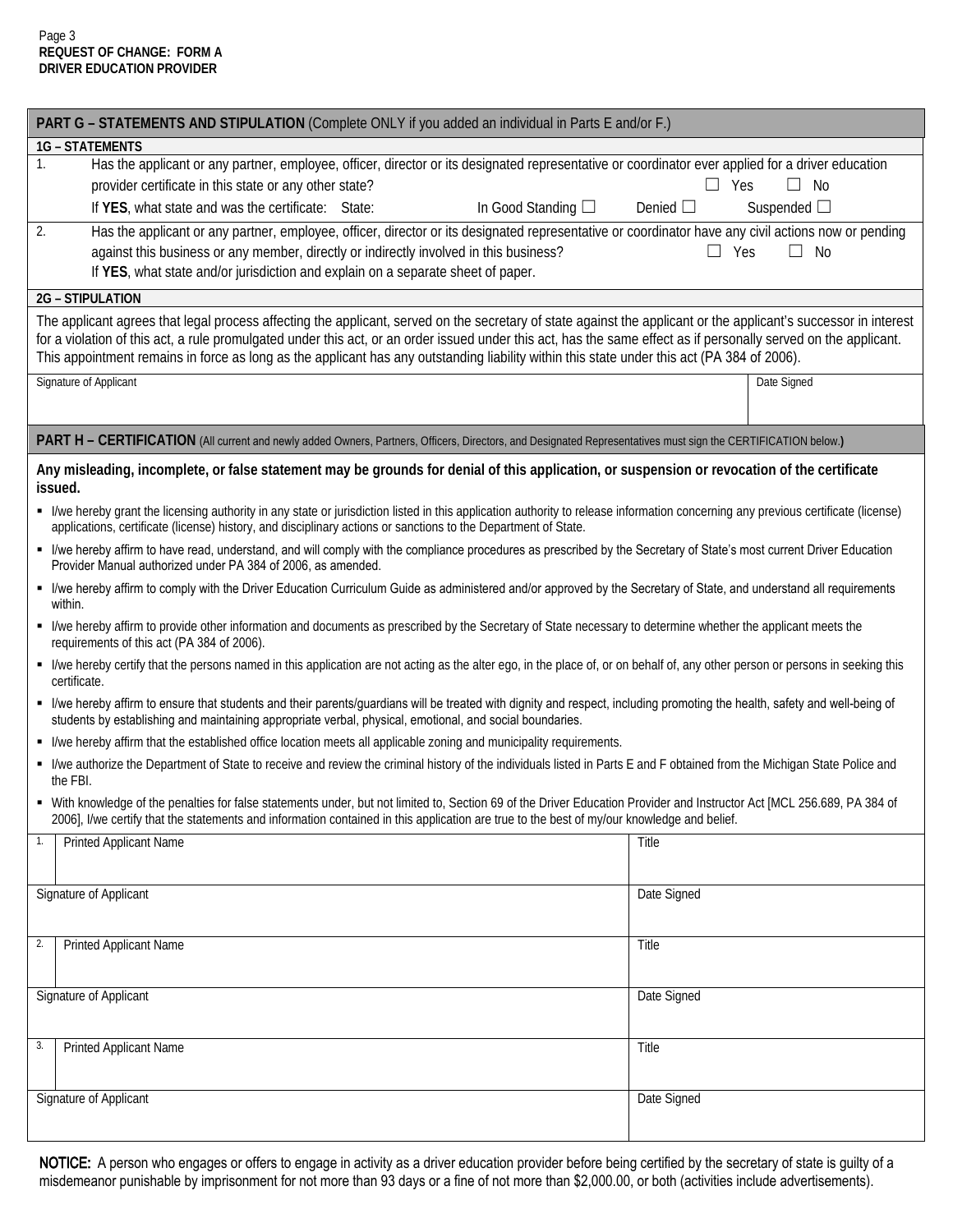Page 3
**REQUEST OF CHANGE: FORM A**
**DRIVER EDUCATION PROVIDER**

## PART G – STATEMENTS AND STIPULATION (Complete ONLY if you added an individual in Parts E and/or F.)

### 1G – STATEMENTS

1. Has the applicant or any partner, employee, officer, director or its designated representative or coordinator ever applied for a driver education provider certificate in this state or any other state? ☐ Yes ☐ No

   If **YES**, what state and was the certificate: State: In Good Standing ☐ Denied ☐ Suspended ☐

2. Has the applicant or any partner, employee, officer, director or its designated representative or coordinator have any civil actions now or pending against this business or any member, directly or indirectly involved in this business? ☐ Yes ☐ No

   If **YES**, what state and/or jurisdiction and explain on a separate sheet of paper.

### 2G – STIPULATION

The applicant agrees that legal process affecting the applicant, served on the secretary of state against the applicant or the applicant's successor in interest for a violation of this act, a rule promulgated under this act, or an order issued under this act, has the same effect as if personally served on the applicant. This appointment remains in force as long as the applicant has any outstanding liability within this state under this act (PA 384 of 2006).

| Signature of Applicant | Date Signed |
|---|---|
| | |

## PART H – CERTIFICATION (All current and newly added Owners, Partners, Officers, Directors, and Designated Representatives must sign the CERTIFICATION below.)

**Any misleading, incomplete, or false statement may be grounds for denial of this application, or suspension or revocation of the certificate issued.**

- I/we hereby grant the licensing authority in any state or jurisdiction listed in this application authority to release information concerning any previous certificate (license) applications, certificate (license) history, and disciplinary actions or sanctions to the Department of State.
- I/we hereby affirm to have read, understand, and will comply with the compliance procedures as prescribed by the Secretary of State's most current Driver Education Provider Manual authorized under PA 384 of 2006, as amended.
- I/we hereby affirm to comply with the Driver Education Curriculum Guide as administered and/or approved by the Secretary of State, and understand all requirements within.
- I/we hereby affirm to provide other information and documents as prescribed by the Secretary of State necessary to determine whether the applicant meets the requirements of this act (PA 384 of 2006).
- I/we hereby certify that the persons named in this application are not acting as the alter ego, in the place of, or on behalf of, any other person or persons in seeking this certificate.
- I/we hereby affirm to ensure that students and their parents/guardians will be treated with dignity and respect, including promoting the health, safety and well-being of students by establishing and maintaining appropriate verbal, physical, emotional, and social boundaries.
- I/we hereby affirm that the established office location meets all applicable zoning and municipality requirements.
- I/we authorize the Department of State to receive and review the criminal history of the individuals listed in Parts E and F obtained from the Michigan State Police and the FBI.
- With knowledge of the penalties for false statements under, but not limited to, Section 69 of the Driver Education Provider and Instructor Act [MCL 256.689, PA 384 of 2006], I/we certify that the statements and information contained in this application are true to the best of my/our knowledge and belief.

| | |
|---|---|
| 1. Printed Applicant Name | Title |
| Signature of Applicant | Date Signed |
| 2. Printed Applicant Name | Title |
| Signature of Applicant | Date Signed |
| 3. Printed Applicant Name | Title |
| Signature of Applicant | Date Signed |

**NOTICE:** A person who engages or offers to engage in activity as a driver education provider before being certified by the secretary of state is guilty of a misdemeanor punishable by imprisonment for not more than 93 days or a fine of not more than $2,000.00, or both (activities include advertisements).